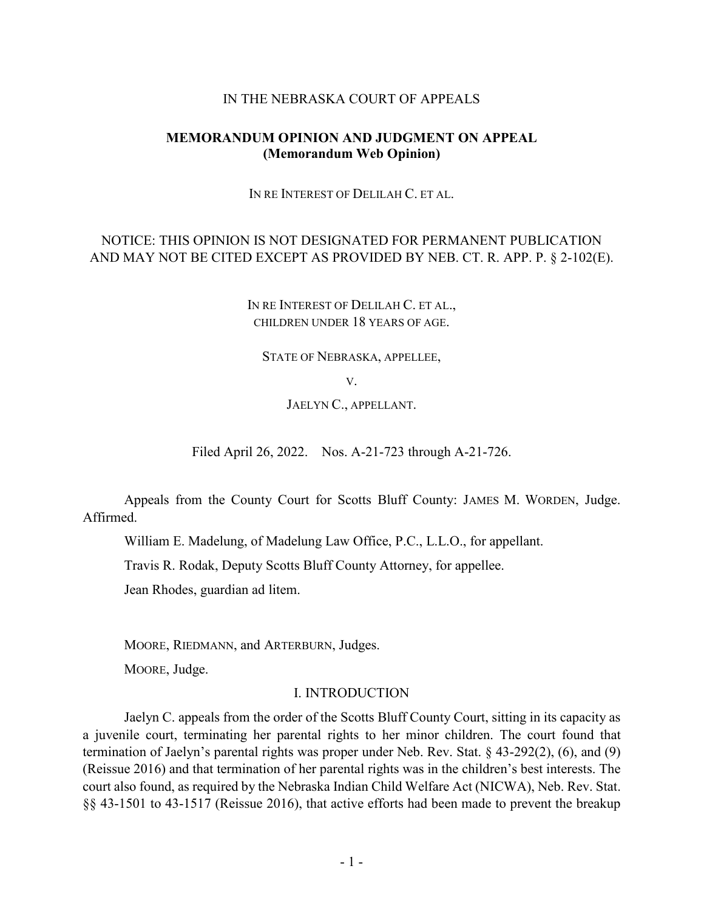IN THE NEBRASKA COURT OF APPEALS

**MEMORANDUM OPINION AND JUDGMENT ON APPEAL**
**(Memorandum Web Opinion)**

IN RE INTEREST OF DELILAH C. ET AL.

NOTICE: THIS OPINION IS NOT DESIGNATED FOR PERMANENT PUBLICATION AND MAY NOT BE CITED EXCEPT AS PROVIDED BY NEB. CT. R. APP. P. § 2-102(E).

IN RE INTEREST OF DELILAH C. ET AL.,
CHILDREN UNDER 18 YEARS OF AGE.

STATE OF NEBRASKA, APPELLEE,

V.

JAELYN C., APPELLANT.

Filed April 26, 2022. Nos. A-21-723 through A-21-726.

Appeals from the County Court for Scotts Bluff County: JAMES M. WORDEN, Judge. Affirmed.

William E. Madelung, of Madelung Law Office, P.C., L.L.O., for appellant.

Travis R. Rodak, Deputy Scotts Bluff County Attorney, for appellee.

Jean Rhodes, guardian ad litem.

MOORE, RIEDMANN, and ARTERBURN, Judges.

MOORE, Judge.

## I. INTRODUCTION

Jaelyn C. appeals from the order of the Scotts Bluff County Court, sitting in its capacity as a juvenile court, terminating her parental rights to her minor children. The court found that termination of Jaelyn's parental rights was proper under Neb. Rev. Stat. § 43-292(2), (6), and (9) (Reissue 2016) and that termination of her parental rights was in the children's best interests. The court also found, as required by the Nebraska Indian Child Welfare Act (NICWA), Neb. Rev. Stat. §§ 43-1501 to 43-1517 (Reissue 2016), that active efforts had been made to prevent the breakup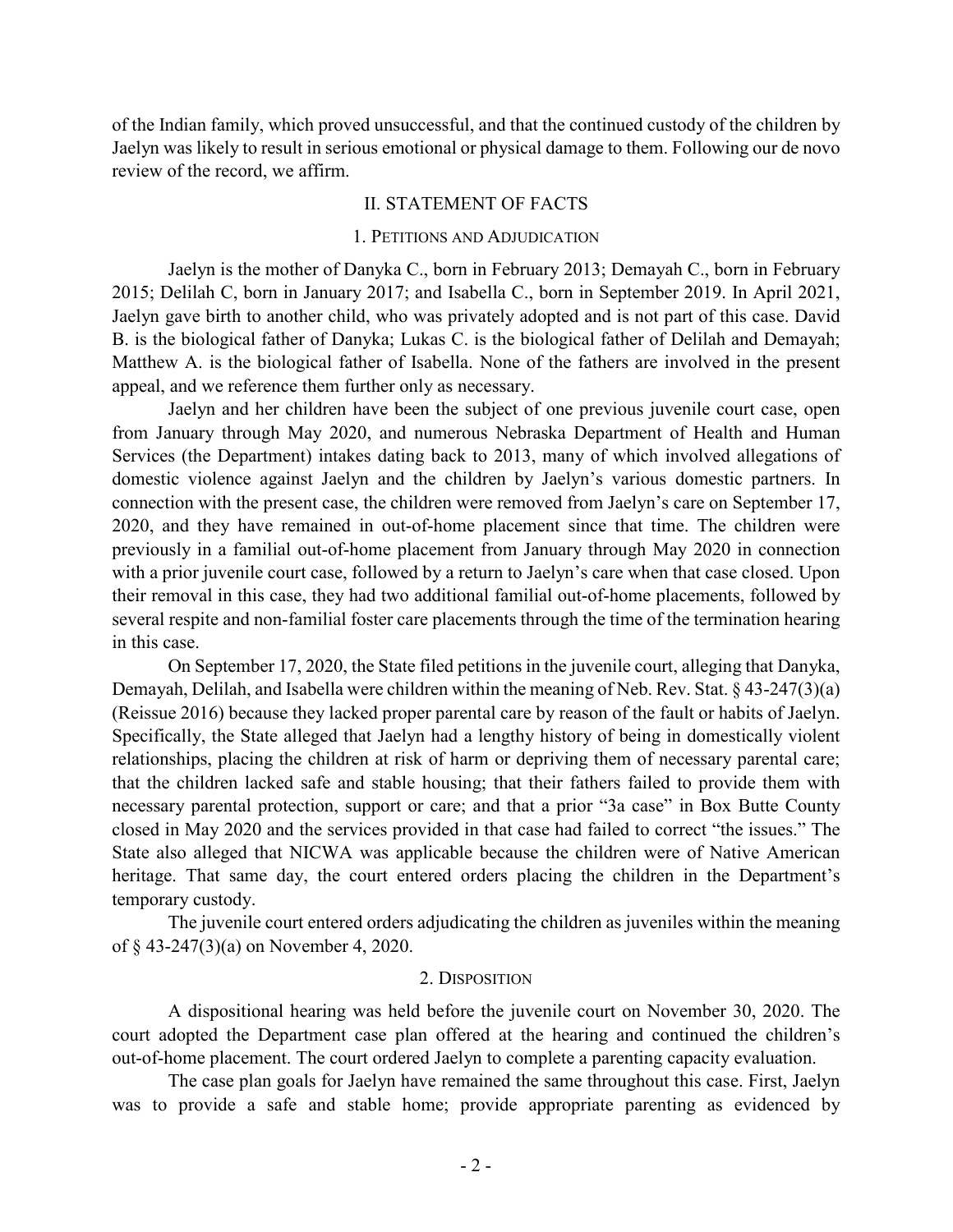of the Indian family, which proved unsuccessful, and that the continued custody of the children by Jaelyn was likely to result in serious emotional or physical damage to them. Following our de novo review of the record, we affirm.

## II. STATEMENT OF FACTS

### 1. PETITIONS AND ADJUDICATION

Jaelyn is the mother of Danyka C., born in February 2013; Demayah C., born in February 2015; Delilah C, born in January 2017; and Isabella C., born in September 2019. In April 2021, Jaelyn gave birth to another child, who was privately adopted and is not part of this case. David B. is the biological father of Danyka; Lukas C. is the biological father of Delilah and Demayah; Matthew A. is the biological father of Isabella. None of the fathers are involved in the present appeal, and we reference them further only as necessary.

Jaelyn and her children have been the subject of one previous juvenile court case, open from January through May 2020, and numerous Nebraska Department of Health and Human Services (the Department) intakes dating back to 2013, many of which involved allegations of domestic violence against Jaelyn and the children by Jaelyn's various domestic partners. In connection with the present case, the children were removed from Jaelyn's care on September 17, 2020, and they have remained in out-of-home placement since that time. The children were previously in a familial out-of-home placement from January through May 2020 in connection with a prior juvenile court case, followed by a return to Jaelyn's care when that case closed. Upon their removal in this case, they had two additional familial out-of-home placements, followed by several respite and non-familial foster care placements through the time of the termination hearing in this case.

On September 17, 2020, the State filed petitions in the juvenile court, alleging that Danyka, Demayah, Delilah, and Isabella were children within the meaning of Neb. Rev. Stat. § 43-247(3)(a) (Reissue 2016) because they lacked proper parental care by reason of the fault or habits of Jaelyn. Specifically, the State alleged that Jaelyn had a lengthy history of being in domestically violent relationships, placing the children at risk of harm or depriving them of necessary parental care; that the children lacked safe and stable housing; that their fathers failed to provide them with necessary parental protection, support or care; and that a prior "3a case" in Box Butte County closed in May 2020 and the services provided in that case had failed to correct "the issues." The State also alleged that NICWA was applicable because the children were of Native American heritage. That same day, the court entered orders placing the children in the Department's temporary custody.

The juvenile court entered orders adjudicating the children as juveniles within the meaning of § 43-247(3)(a) on November 4, 2020.

### 2. DISPOSITION

A dispositional hearing was held before the juvenile court on November 30, 2020. The court adopted the Department case plan offered at the hearing and continued the children's out-of-home placement. The court ordered Jaelyn to complete a parenting capacity evaluation.

The case plan goals for Jaelyn have remained the same throughout this case. First, Jaelyn was to provide a safe and stable home; provide appropriate parenting as evidenced by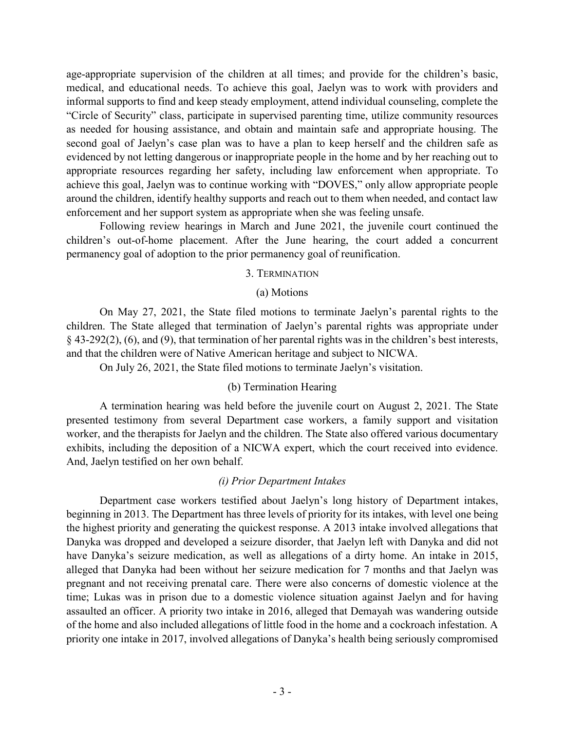age-appropriate supervision of the children at all times; and provide for the children's basic, medical, and educational needs. To achieve this goal, Jaelyn was to work with providers and informal supports to find and keep steady employment, attend individual counseling, complete the "Circle of Security" class, participate in supervised parenting time, utilize community resources as needed for housing assistance, and obtain and maintain safe and appropriate housing. The second goal of Jaelyn's case plan was to have a plan to keep herself and the children safe as evidenced by not letting dangerous or inappropriate people in the home and by her reaching out to appropriate resources regarding her safety, including law enforcement when appropriate. To achieve this goal, Jaelyn was to continue working with "DOVES," only allow appropriate people around the children, identify healthy supports and reach out to them when needed, and contact law enforcement and her support system as appropriate when she was feeling unsafe.

Following review hearings in March and June 2021, the juvenile court continued the children's out-of-home placement. After the June hearing, the court added a concurrent permanency goal of adoption to the prior permanency goal of reunification.

### 3. Termination

#### (a) Motions

On May 27, 2021, the State filed motions to terminate Jaelyn's parental rights to the children. The State alleged that termination of Jaelyn's parental rights was appropriate under § 43-292(2), (6), and (9), that termination of her parental rights was in the children's best interests, and that the children were of Native American heritage and subject to NICWA.

On July 26, 2021, the State filed motions to terminate Jaelyn's visitation.

#### (b) Termination Hearing

A termination hearing was held before the juvenile court on August 2, 2021. The State presented testimony from several Department case workers, a family support and visitation worker, and the therapists for Jaelyn and the children. The State also offered various documentary exhibits, including the deposition of a NICWA expert, which the court received into evidence. And, Jaelyn testified on her own behalf.

##### *(i) Prior Department Intakes*

Department case workers testified about Jaelyn's long history of Department intakes, beginning in 2013. The Department has three levels of priority for its intakes, with level one being the highest priority and generating the quickest response. A 2013 intake involved allegations that Danyka was dropped and developed a seizure disorder, that Jaelyn left with Danyka and did not have Danyka's seizure medication, as well as allegations of a dirty home. An intake in 2015, alleged that Danyka had been without her seizure medication for 7 months and that Jaelyn was pregnant and not receiving prenatal care. There were also concerns of domestic violence at the time; Lukas was in prison due to a domestic violence situation against Jaelyn and for having assaulted an officer. A priority two intake in 2016, alleged that Demayah was wandering outside of the home and also included allegations of little food in the home and a cockroach infestation. A priority one intake in 2017, involved allegations of Danyka's health being seriously compromised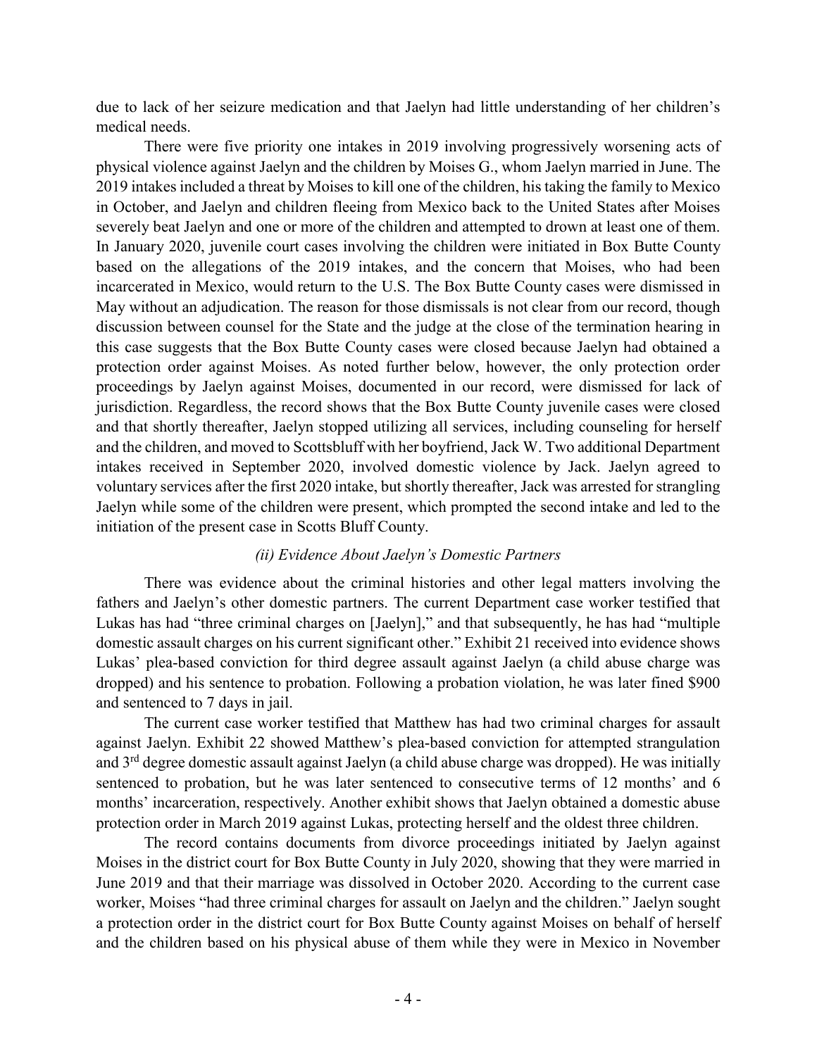due to lack of her seizure medication and that Jaelyn had little understanding of her children's medical needs.

There were five priority one intakes in 2019 involving progressively worsening acts of physical violence against Jaelyn and the children by Moises G., whom Jaelyn married in June. The 2019 intakes included a threat by Moises to kill one of the children, his taking the family to Mexico in October, and Jaelyn and children fleeing from Mexico back to the United States after Moises severely beat Jaelyn and one or more of the children and attempted to drown at least one of them. In January 2020, juvenile court cases involving the children were initiated in Box Butte County based on the allegations of the 2019 intakes, and the concern that Moises, who had been incarcerated in Mexico, would return to the U.S. The Box Butte County cases were dismissed in May without an adjudication. The reason for those dismissals is not clear from our record, though discussion between counsel for the State and the judge at the close of the termination hearing in this case suggests that the Box Butte County cases were closed because Jaelyn had obtained a protection order against Moises. As noted further below, however, the only protection order proceedings by Jaelyn against Moises, documented in our record, were dismissed for lack of jurisdiction. Regardless, the record shows that the Box Butte County juvenile cases were closed and that shortly thereafter, Jaelyn stopped utilizing all services, including counseling for herself and the children, and moved to Scottsbluff with her boyfriend, Jack W. Two additional Department intakes received in September 2020, involved domestic violence by Jack. Jaelyn agreed to voluntary services after the first 2020 intake, but shortly thereafter, Jack was arrested for strangling Jaelyn while some of the children were present, which prompted the second intake and led to the initiation of the present case in Scotts Bluff County.

*(ii) Evidence About Jaelyn's Domestic Partners*

There was evidence about the criminal histories and other legal matters involving the fathers and Jaelyn's other domestic partners. The current Department case worker testified that Lukas has had "three criminal charges on [Jaelyn]," and that subsequently, he has had "multiple domestic assault charges on his current significant other." Exhibit 21 received into evidence shows Lukas' plea-based conviction for third degree assault against Jaelyn (a child abuse charge was dropped) and his sentence to probation. Following a probation violation, he was later fined $900 and sentenced to 7 days in jail.

The current case worker testified that Matthew has had two criminal charges for assault against Jaelyn. Exhibit 22 showed Matthew's plea-based conviction for attempted strangulation and 3rd degree domestic assault against Jaelyn (a child abuse charge was dropped). He was initially sentenced to probation, but he was later sentenced to consecutive terms of 12 months' and 6 months' incarceration, respectively. Another exhibit shows that Jaelyn obtained a domestic abuse protection order in March 2019 against Lukas, protecting herself and the oldest three children.

The record contains documents from divorce proceedings initiated by Jaelyn against Moises in the district court for Box Butte County in July 2020, showing that they were married in June 2019 and that their marriage was dissolved in October 2020. According to the current case worker, Moises "had three criminal charges for assault on Jaelyn and the children." Jaelyn sought a protection order in the district court for Box Butte County against Moises on behalf of herself and the children based on his physical abuse of them while they were in Mexico in November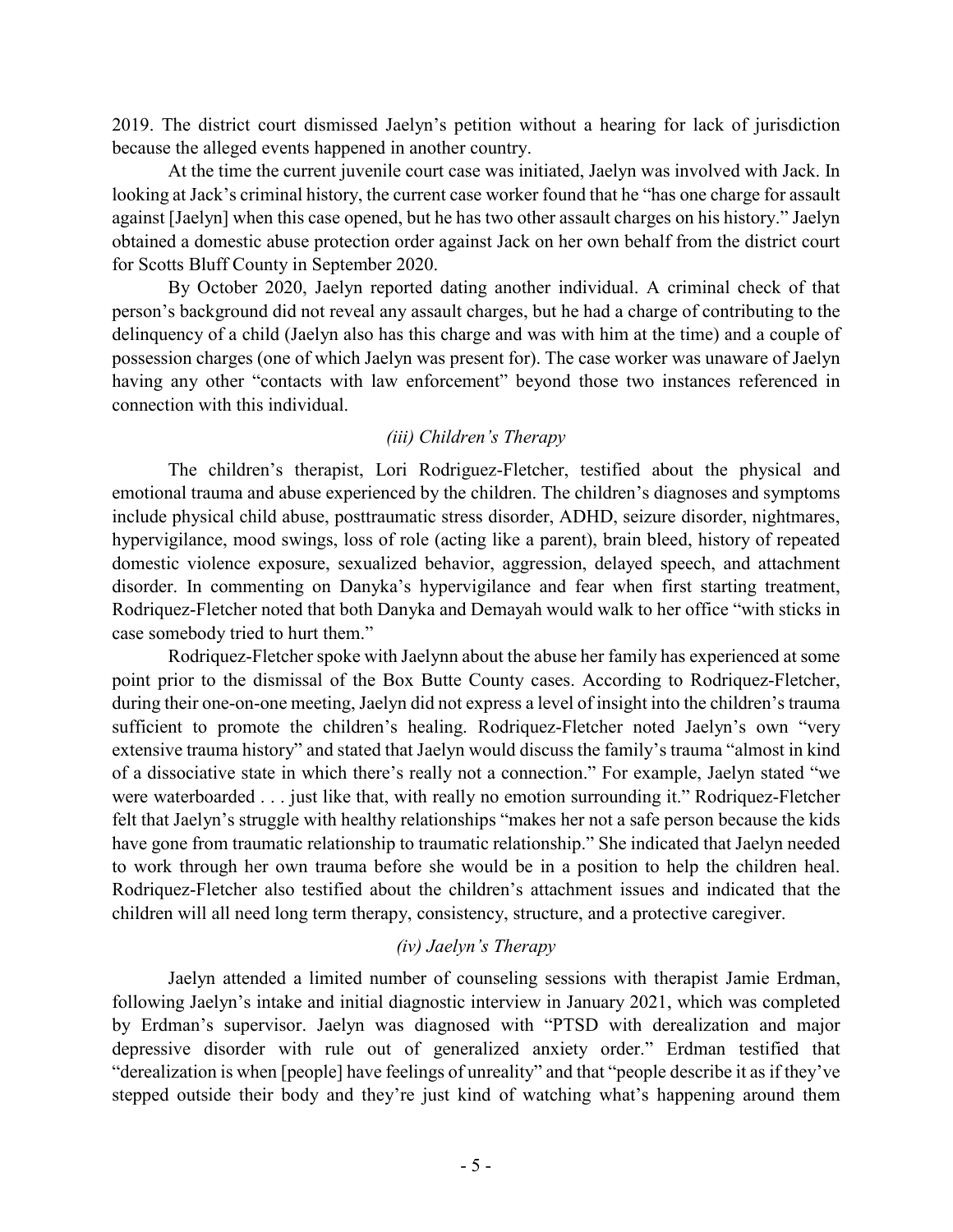2019. The district court dismissed Jaelyn's petition without a hearing for lack of jurisdiction because the alleged events happened in another country.

At the time the current juvenile court case was initiated, Jaelyn was involved with Jack. In looking at Jack's criminal history, the current case worker found that he "has one charge for assault against [Jaelyn] when this case opened, but he has two other assault charges on his history." Jaelyn obtained a domestic abuse protection order against Jack on her own behalf from the district court for Scotts Bluff County in September 2020.

By October 2020, Jaelyn reported dating another individual. A criminal check of that person's background did not reveal any assault charges, but he had a charge of contributing to the delinquency of a child (Jaelyn also has this charge and was with him at the time) and a couple of possession charges (one of which Jaelyn was present for). The case worker was unaware of Jaelyn having any other "contacts with law enforcement" beyond those two instances referenced in connection with this individual.

### *(iii) Children's Therapy*

The children's therapist, Lori Rodriguez-Fletcher, testified about the physical and emotional trauma and abuse experienced by the children. The children's diagnoses and symptoms include physical child abuse, posttraumatic stress disorder, ADHD, seizure disorder, nightmares, hypervigilance, mood swings, loss of role (acting like a parent), brain bleed, history of repeated domestic violence exposure, sexualized behavior, aggression, delayed speech, and attachment disorder. In commenting on Danyka's hypervigilance and fear when first starting treatment, Rodriquez-Fletcher noted that both Danyka and Demayah would walk to her office "with sticks in case somebody tried to hurt them."

Rodriquez-Fletcher spoke with Jaelynn about the abuse her family has experienced at some point prior to the dismissal of the Box Butte County cases. According to Rodriquez-Fletcher, during their one-on-one meeting, Jaelyn did not express a level of insight into the children's trauma sufficient to promote the children's healing. Rodriquez-Fletcher noted Jaelyn's own "very extensive trauma history" and stated that Jaelyn would discuss the family's trauma "almost in kind of a dissociative state in which there's really not a connection." For example, Jaelyn stated "we were waterboarded . . . just like that, with really no emotion surrounding it." Rodriquez-Fletcher felt that Jaelyn's struggle with healthy relationships "makes her not a safe person because the kids have gone from traumatic relationship to traumatic relationship." She indicated that Jaelyn needed to work through her own trauma before she would be in a position to help the children heal. Rodriquez-Fletcher also testified about the children's attachment issues and indicated that the children will all need long term therapy, consistency, structure, and a protective caregiver.

### *(iv) Jaelyn's Therapy*

Jaelyn attended a limited number of counseling sessions with therapist Jamie Erdman, following Jaelyn's intake and initial diagnostic interview in January 2021, which was completed by Erdman's supervisor. Jaelyn was diagnosed with "PTSD with derealization and major depressive disorder with rule out of generalized anxiety order." Erdman testified that "derealization is when [people] have feelings of unreality" and that "people describe it as if they've stepped outside their body and they're just kind of watching what's happening around them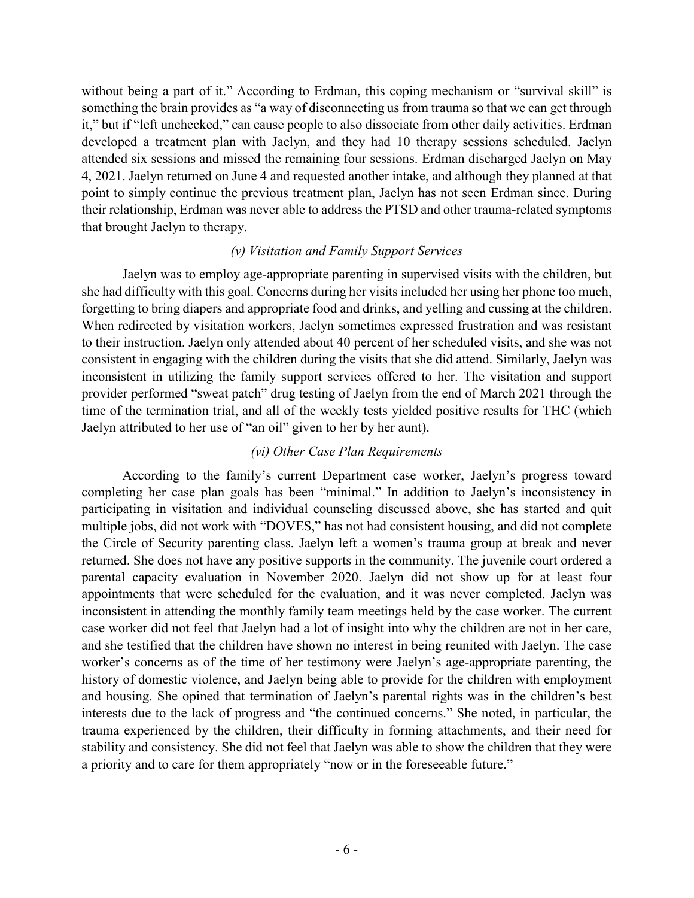without being a part of it." According to Erdman, this coping mechanism or "survival skill" is something the brain provides as "a way of disconnecting us from trauma so that we can get through it," but if "left unchecked," can cause people to also dissociate from other daily activities. Erdman developed a treatment plan with Jaelyn, and they had 10 therapy sessions scheduled. Jaelyn attended six sessions and missed the remaining four sessions. Erdman discharged Jaelyn on May 4, 2021. Jaelyn returned on June 4 and requested another intake, and although they planned at that point to simply continue the previous treatment plan, Jaelyn has not seen Erdman since. During their relationship, Erdman was never able to address the PTSD and other trauma-related symptoms that brought Jaelyn to therapy.

### *(v) Visitation and Family Support Services*

Jaelyn was to employ age-appropriate parenting in supervised visits with the children, but she had difficulty with this goal. Concerns during her visits included her using her phone too much, forgetting to bring diapers and appropriate food and drinks, and yelling and cussing at the children. When redirected by visitation workers, Jaelyn sometimes expressed frustration and was resistant to their instruction. Jaelyn only attended about 40 percent of her scheduled visits, and she was not consistent in engaging with the children during the visits that she did attend. Similarly, Jaelyn was inconsistent in utilizing the family support services offered to her. The visitation and support provider performed "sweat patch" drug testing of Jaelyn from the end of March 2021 through the time of the termination trial, and all of the weekly tests yielded positive results for THC (which Jaelyn attributed to her use of "an oil" given to her by her aunt).

### *(vi) Other Case Plan Requirements*

According to the family's current Department case worker, Jaelyn's progress toward completing her case plan goals has been "minimal." In addition to Jaelyn's inconsistency in participating in visitation and individual counseling discussed above, she has started and quit multiple jobs, did not work with "DOVES," has not had consistent housing, and did not complete the Circle of Security parenting class. Jaelyn left a women's trauma group at break and never returned. She does not have any positive supports in the community. The juvenile court ordered a parental capacity evaluation in November 2020. Jaelyn did not show up for at least four appointments that were scheduled for the evaluation, and it was never completed. Jaelyn was inconsistent in attending the monthly family team meetings held by the case worker. The current case worker did not feel that Jaelyn had a lot of insight into why the children are not in her care, and she testified that the children have shown no interest in being reunited with Jaelyn. The case worker's concerns as of the time of her testimony were Jaelyn's age-appropriate parenting, the history of domestic violence, and Jaelyn being able to provide for the children with employment and housing. She opined that termination of Jaelyn's parental rights was in the children's best interests due to the lack of progress and "the continued concerns." She noted, in particular, the trauma experienced by the children, their difficulty in forming attachments, and their need for stability and consistency. She did not feel that Jaelyn was able to show the children that they were a priority and to care for them appropriately "now or in the foreseeable future."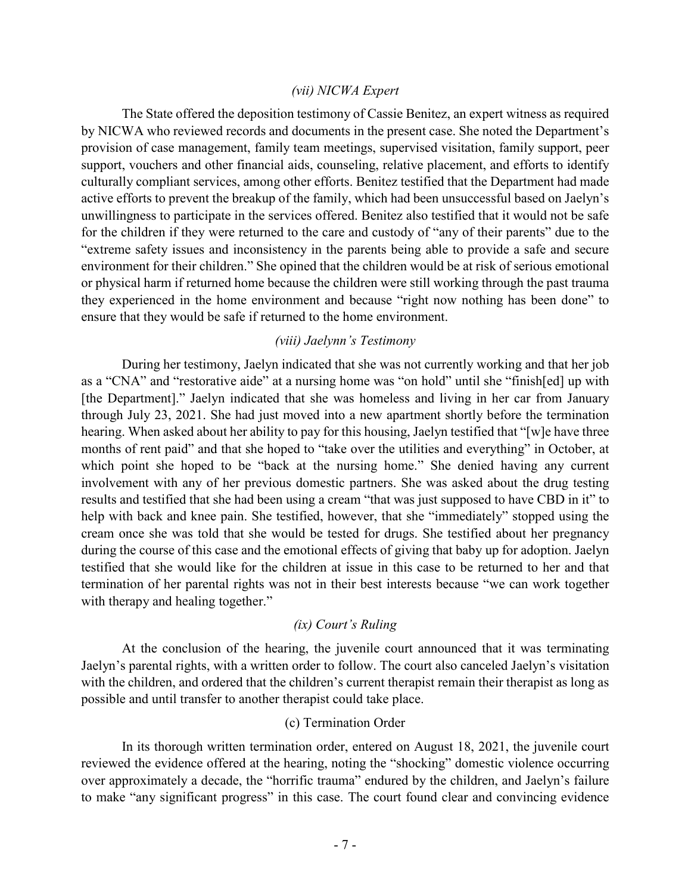### *(vii) NICWA Expert*

The State offered the deposition testimony of Cassie Benitez, an expert witness as required by NICWA who reviewed records and documents in the present case. She noted the Department's provision of case management, family team meetings, supervised visitation, family support, peer support, vouchers and other financial aids, counseling, relative placement, and efforts to identify culturally compliant services, among other efforts. Benitez testified that the Department had made active efforts to prevent the breakup of the family, which had been unsuccessful based on Jaelyn's unwillingness to participate in the services offered. Benitez also testified that it would not be safe for the children if they were returned to the care and custody of "any of their parents" due to the "extreme safety issues and inconsistency in the parents being able to provide a safe and secure environment for their children." She opined that the children would be at risk of serious emotional or physical harm if returned home because the children were still working through the past trauma they experienced in the home environment and because "right now nothing has been done" to ensure that they would be safe if returned to the home environment.

### *(viii) Jaelynn's Testimony*

During her testimony, Jaelyn indicated that she was not currently working and that her job as a "CNA" and "restorative aide" at a nursing home was "on hold" until she "finish[ed] up with [the Department]." Jaelyn indicated that she was homeless and living in her car from January through July 23, 2021. She had just moved into a new apartment shortly before the termination hearing. When asked about her ability to pay for this housing, Jaelyn testified that "[w]e have three months of rent paid" and that she hoped to "take over the utilities and everything" in October, at which point she hoped to be "back at the nursing home." She denied having any current involvement with any of her previous domestic partners. She was asked about the drug testing results and testified that she had been using a cream "that was just supposed to have CBD in it" to help with back and knee pain. She testified, however, that she "immediately" stopped using the cream once she was told that she would be tested for drugs. She testified about her pregnancy during the course of this case and the emotional effects of giving that baby up for adoption. Jaelyn testified that she would like for the children at issue in this case to be returned to her and that termination of her parental rights was not in their best interests because "we can work together with therapy and healing together."

### *(ix) Court's Ruling*

At the conclusion of the hearing, the juvenile court announced that it was terminating Jaelyn's parental rights, with a written order to follow. The court also canceled Jaelyn's visitation with the children, and ordered that the children's current therapist remain their therapist as long as possible and until transfer to another therapist could take place.

### (c) Termination Order

In its thorough written termination order, entered on August 18, 2021, the juvenile court reviewed the evidence offered at the hearing, noting the "shocking" domestic violence occurring over approximately a decade, the "horrific trauma" endured by the children, and Jaelyn's failure to make "any significant progress" in this case. The court found clear and convincing evidence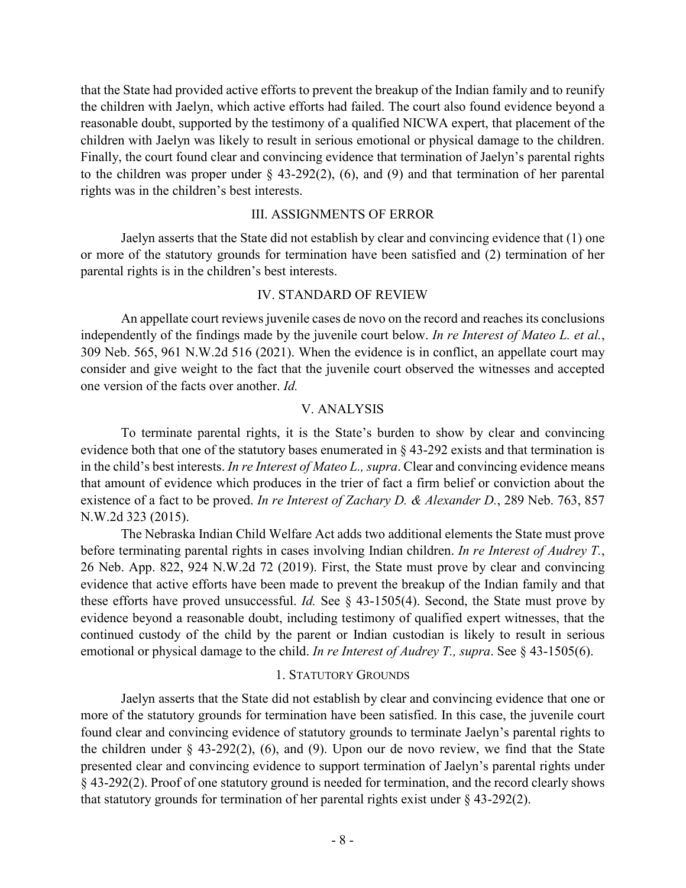that the State had provided active efforts to prevent the breakup of the Indian family and to reunify the children with Jaelyn, which active efforts had failed. The court also found evidence beyond a reasonable doubt, supported by the testimony of a qualified NICWA expert, that placement of the children with Jaelyn was likely to result in serious emotional or physical damage to the children. Finally, the court found clear and convincing evidence that termination of Jaelyn's parental rights to the children was proper under § 43-292(2), (6), and (9) and that termination of her parental rights was in the children's best interests.

## III. ASSIGNMENTS OF ERROR

Jaelyn asserts that the State did not establish by clear and convincing evidence that (1) one or more of the statutory grounds for termination have been satisfied and (2) termination of her parental rights is in the children's best interests.

## IV. STANDARD OF REVIEW

An appellate court reviews juvenile cases de novo on the record and reaches its conclusions independently of the findings made by the juvenile court below. *In re Interest of Mateo L. et al.*, 309 Neb. 565, 961 N.W.2d 516 (2021). When the evidence is in conflict, an appellate court may consider and give weight to the fact that the juvenile court observed the witnesses and accepted one version of the facts over another. *Id.*

## V. ANALYSIS

To terminate parental rights, it is the State's burden to show by clear and convincing evidence both that one of the statutory bases enumerated in § 43-292 exists and that termination is in the child's best interests. *In re Interest of Mateo L., supra*. Clear and convincing evidence means that amount of evidence which produces in the trier of fact a firm belief or conviction about the existence of a fact to be proved. *In re Interest of Zachary D. & Alexander D.*, 289 Neb. 763, 857 N.W.2d 323 (2015).

The Nebraska Indian Child Welfare Act adds two additional elements the State must prove before terminating parental rights in cases involving Indian children. *In re Interest of Audrey T.*, 26 Neb. App. 822, 924 N.W.2d 72 (2019). First, the State must prove by clear and convincing evidence that active efforts have been made to prevent the breakup of the Indian family and that these efforts have proved unsuccessful. *Id.* See § 43-1505(4). Second, the State must prove by evidence beyond a reasonable doubt, including testimony of qualified expert witnesses, that the continued custody of the child by the parent or Indian custodian is likely to result in serious emotional or physical damage to the child. *In re Interest of Audrey T., supra*. See § 43-1505(6).

### 1. Statutory Grounds

Jaelyn asserts that the State did not establish by clear and convincing evidence that one or more of the statutory grounds for termination have been satisfied. In this case, the juvenile court found clear and convincing evidence of statutory grounds to terminate Jaelyn's parental rights to the children under § 43-292(2), (6), and (9). Upon our de novo review, we find that the State presented clear and convincing evidence to support termination of Jaelyn's parental rights under § 43-292(2). Proof of one statutory ground is needed for termination, and the record clearly shows that statutory grounds for termination of her parental rights exist under § 43-292(2).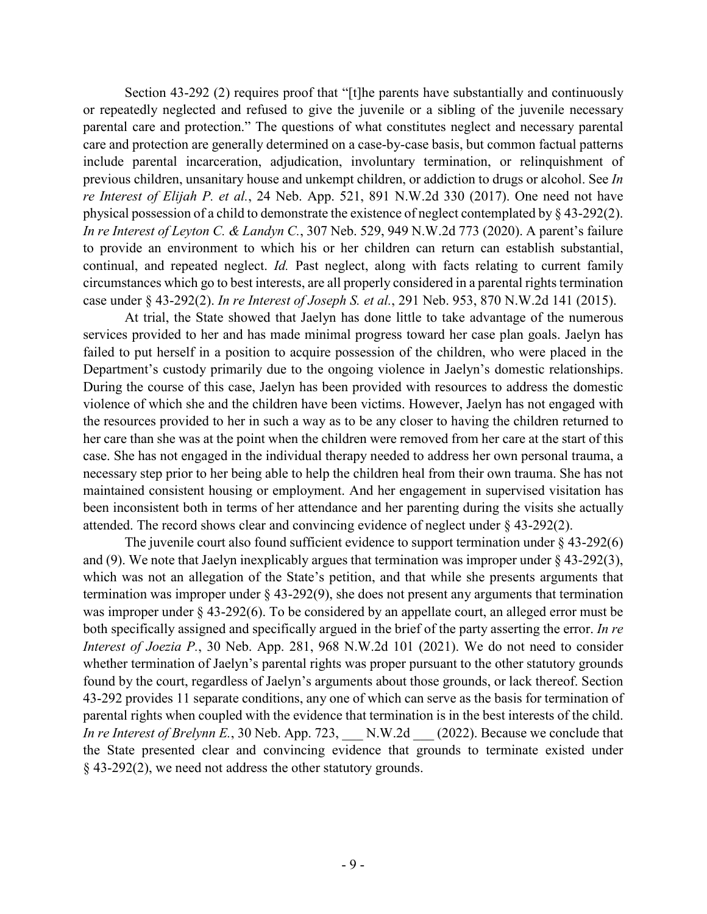Section 43-292 (2) requires proof that "[t]he parents have substantially and continuously or repeatedly neglected and refused to give the juvenile or a sibling of the juvenile necessary parental care and protection." The questions of what constitutes neglect and necessary parental care and protection are generally determined on a case-by-case basis, but common factual patterns include parental incarceration, adjudication, involuntary termination, or relinquishment of previous children, unsanitary house and unkempt children, or addiction to drugs or alcohol. See *In re Interest of Elijah P. et al.*, 24 Neb. App. 521, 891 N.W.2d 330 (2017). One need not have physical possession of a child to demonstrate the existence of neglect contemplated by § 43-292(2). *In re Interest of Leyton C. & Landyn C.*, 307 Neb. 529, 949 N.W.2d 773 (2020). A parent's failure to provide an environment to which his or her children can return can establish substantial, continual, and repeated neglect. *Id.* Past neglect, along with facts relating to current family circumstances which go to best interests, are all properly considered in a parental rights termination case under § 43-292(2). *In re Interest of Joseph S. et al.*, 291 Neb. 953, 870 N.W.2d 141 (2015).

At trial, the State showed that Jaelyn has done little to take advantage of the numerous services provided to her and has made minimal progress toward her case plan goals. Jaelyn has failed to put herself in a position to acquire possession of the children, who were placed in the Department's custody primarily due to the ongoing violence in Jaelyn's domestic relationships. During the course of this case, Jaelyn has been provided with resources to address the domestic violence of which she and the children have been victims. However, Jaelyn has not engaged with the resources provided to her in such a way as to be any closer to having the children returned to her care than she was at the point when the children were removed from her care at the start of this case. She has not engaged in the individual therapy needed to address her own personal trauma, a necessary step prior to her being able to help the children heal from their own trauma. She has not maintained consistent housing or employment. And her engagement in supervised visitation has been inconsistent both in terms of her attendance and her parenting during the visits she actually attended. The record shows clear and convincing evidence of neglect under § 43-292(2).

The juvenile court also found sufficient evidence to support termination under § 43-292(6) and (9). We note that Jaelyn inexplicably argues that termination was improper under § 43-292(3), which was not an allegation of the State's petition, and that while she presents arguments that termination was improper under § 43-292(9), she does not present any arguments that termination was improper under § 43-292(6). To be considered by an appellate court, an alleged error must be both specifically assigned and specifically argued in the brief of the party asserting the error. *In re Interest of Joezia P.*, 30 Neb. App. 281, 968 N.W.2d 101 (2021). We do not need to consider whether termination of Jaelyn's parental rights was proper pursuant to the other statutory grounds found by the court, regardless of Jaelyn's arguments about those grounds, or lack thereof. Section 43-292 provides 11 separate conditions, any one of which can serve as the basis for termination of parental rights when coupled with the evidence that termination is in the best interests of the child. *In re Interest of Brelynn E.*, 30 Neb. App. 723, ___ N.W.2d ___ (2022). Because we conclude that the State presented clear and convincing evidence that grounds to terminate existed under § 43-292(2), we need not address the other statutory grounds.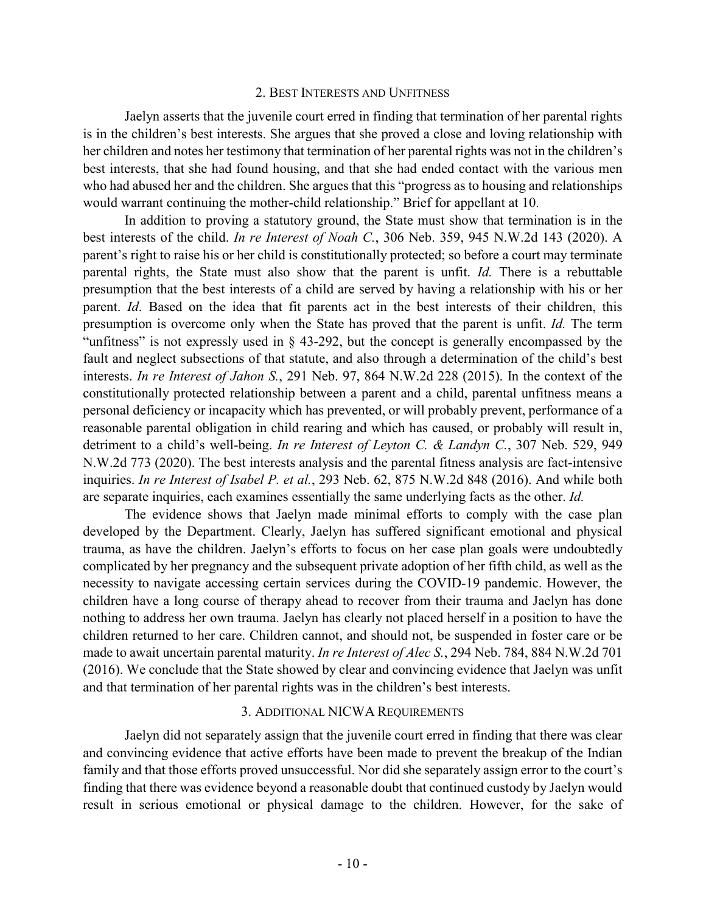### 2. Best Interests and Unfitness

Jaelyn asserts that the juvenile court erred in finding that termination of her parental rights is in the children's best interests. She argues that she proved a close and loving relationship with her children and notes her testimony that termination of her parental rights was not in the children's best interests, that she had found housing, and that she had ended contact with the various men who had abused her and the children. She argues that this "progress as to housing and relationships would warrant continuing the mother-child relationship." Brief for appellant at 10.

In addition to proving a statutory ground, the State must show that termination is in the best interests of the child. *In re Interest of Noah C.*, 306 Neb. 359, 945 N.W.2d 143 (2020). A parent's right to raise his or her child is constitutionally protected; so before a court may terminate parental rights, the State must also show that the parent is unfit. *Id.* There is a rebuttable presumption that the best interests of a child are served by having a relationship with his or her parent. *Id*. Based on the idea that fit parents act in the best interests of their children, this presumption is overcome only when the State has proved that the parent is unfit. *Id.* The term "unfitness" is not expressly used in § 43-292, but the concept is generally encompassed by the fault and neglect subsections of that statute, and also through a determination of the child's best interests. *In re Interest of Jahon S.*, 291 Neb. 97, 864 N.W.2d 228 (2015). In the context of the constitutionally protected relationship between a parent and a child, parental unfitness means a personal deficiency or incapacity which has prevented, or will probably prevent, performance of a reasonable parental obligation in child rearing and which has caused, or probably will result in, detriment to a child's well-being. *In re Interest of Leyton C. & Landyn C.*, 307 Neb. 529, 949 N.W.2d 773 (2020). The best interests analysis and the parental fitness analysis are fact-intensive inquiries. *In re Interest of Isabel P. et al.*, 293 Neb. 62, 875 N.W.2d 848 (2016). And while both are separate inquiries, each examines essentially the same underlying facts as the other. *Id.*

The evidence shows that Jaelyn made minimal efforts to comply with the case plan developed by the Department. Clearly, Jaelyn has suffered significant emotional and physical trauma, as have the children. Jaelyn's efforts to focus on her case plan goals were undoubtedly complicated by her pregnancy and the subsequent private adoption of her fifth child, as well as the necessity to navigate accessing certain services during the COVID-19 pandemic. However, the children have a long course of therapy ahead to recover from their trauma and Jaelyn has done nothing to address her own trauma. Jaelyn has clearly not placed herself in a position to have the children returned to her care. Children cannot, and should not, be suspended in foster care or be made to await uncertain parental maturity. *In re Interest of Alec S.*, 294 Neb. 784, 884 N.W.2d 701 (2016). We conclude that the State showed by clear and convincing evidence that Jaelyn was unfit and that termination of her parental rights was in the children's best interests.

### 3. Additional NICWA Requirements

Jaelyn did not separately assign that the juvenile court erred in finding that there was clear and convincing evidence that active efforts have been made to prevent the breakup of the Indian family and that those efforts proved unsuccessful. Nor did she separately assign error to the court's finding that there was evidence beyond a reasonable doubt that continued custody by Jaelyn would result in serious emotional or physical damage to the children. However, for the sake of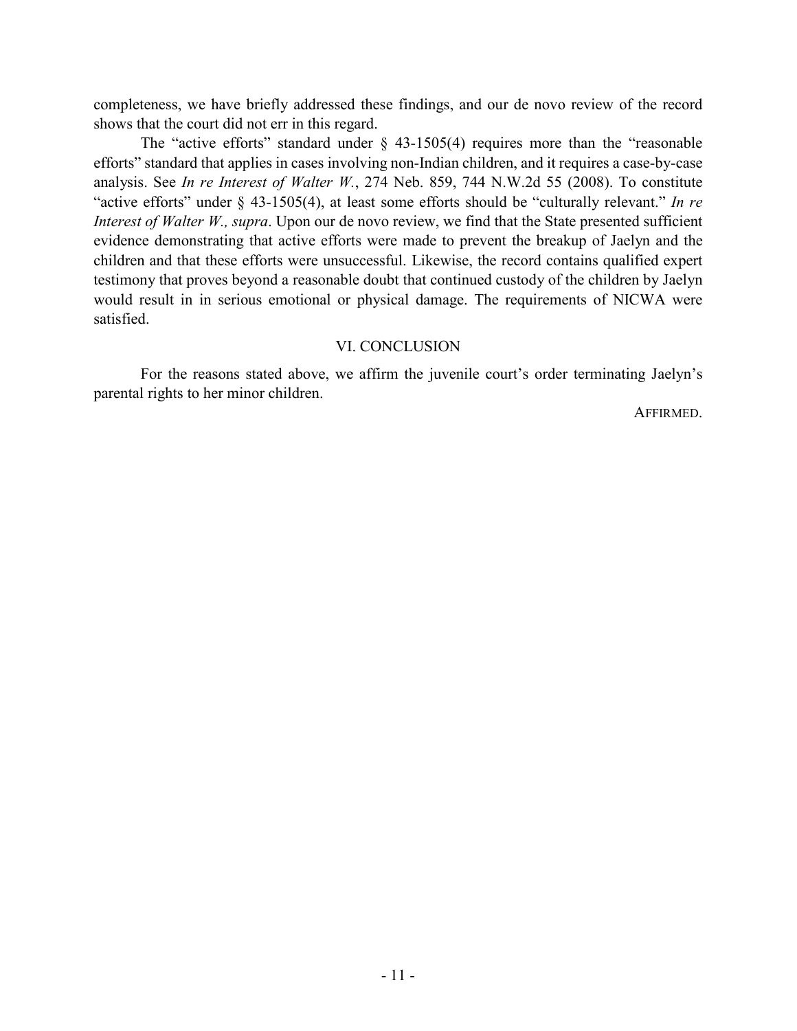completeness, we have briefly addressed these findings, and our de novo review of the record shows that the court did not err in this regard.

The "active efforts" standard under § 43-1505(4) requires more than the "reasonable efforts" standard that applies in cases involving non-Indian children, and it requires a case-by-case analysis. See *In re Interest of Walter W.*, 274 Neb. 859, 744 N.W.2d 55 (2008). To constitute "active efforts" under § 43-1505(4), at least some efforts should be "culturally relevant." *In re Interest of Walter W., supra*. Upon our de novo review, we find that the State presented sufficient evidence demonstrating that active efforts were made to prevent the breakup of Jaelyn and the children and that these efforts were unsuccessful. Likewise, the record contains qualified expert testimony that proves beyond a reasonable doubt that continued custody of the children by Jaelyn would result in in serious emotional or physical damage. The requirements of NICWA were satisfied.

## VI. CONCLUSION

For the reasons stated above, we affirm the juvenile court's order terminating Jaelyn's parental rights to her minor children.

AFFIRMED.